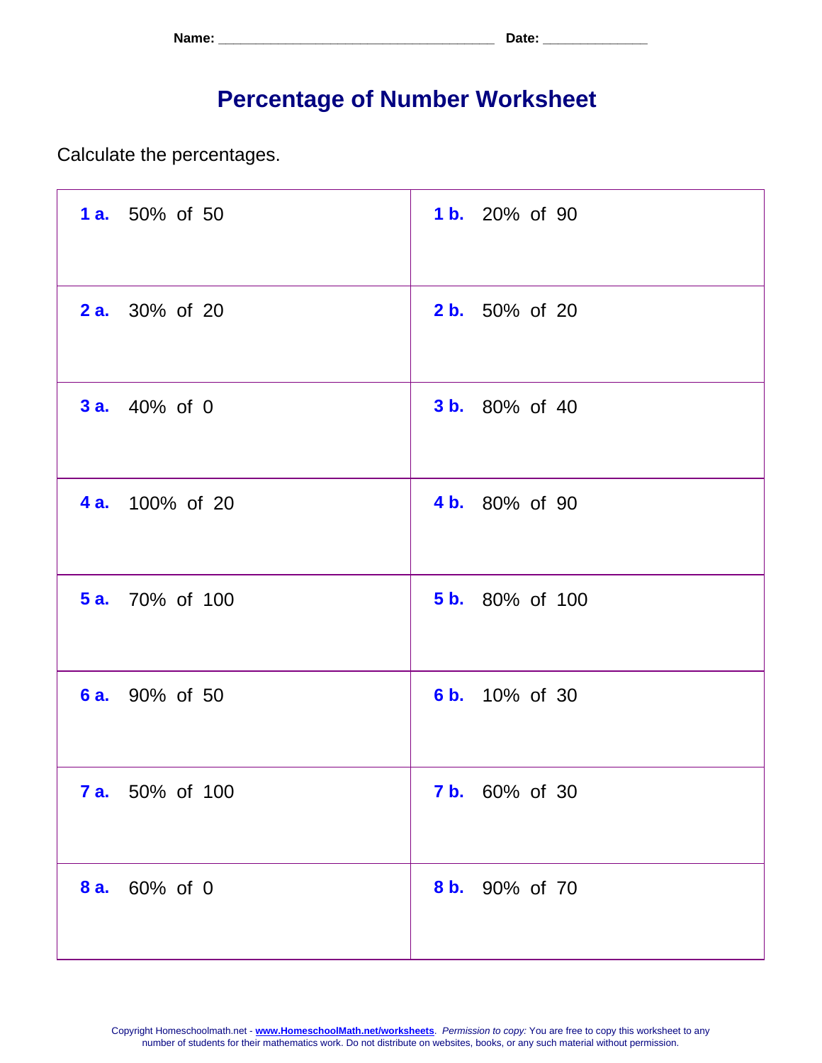Name: ___________________________________ Date: _____________

# Percentage of Number Worksheet

Calculate the percentages.

| | |
|---|---|
| **1 a.** 50% of 50 | **1 b.** 20% of 90 |
| **2 a.** 30% of 20 | **2 b.** 50% of 20 |
| **3 a.** 40% of 0 | **3 b.** 80% of 40 |
| **4 a.** 100% of 20 | **4 b.** 80% of 90 |
| **5 a.** 70% of 100 | **5 b.** 80% of 100 |
| **6 a.** 90% of 50 | **6 b.** 10% of 30 |
| **7 a.** 50% of 100 | **7 b.** 60% of 30 |
| **8 a.** 60% of 0 | **8 b.** 90% of 70 |

Copyright Homeschoolmath.net - **www.HomeschoolMath.net/worksheets**. *Permission to copy:* You are free to copy this worksheet to any number of students for their mathematics work. Do not distribute on websites, books, or any such material without permission.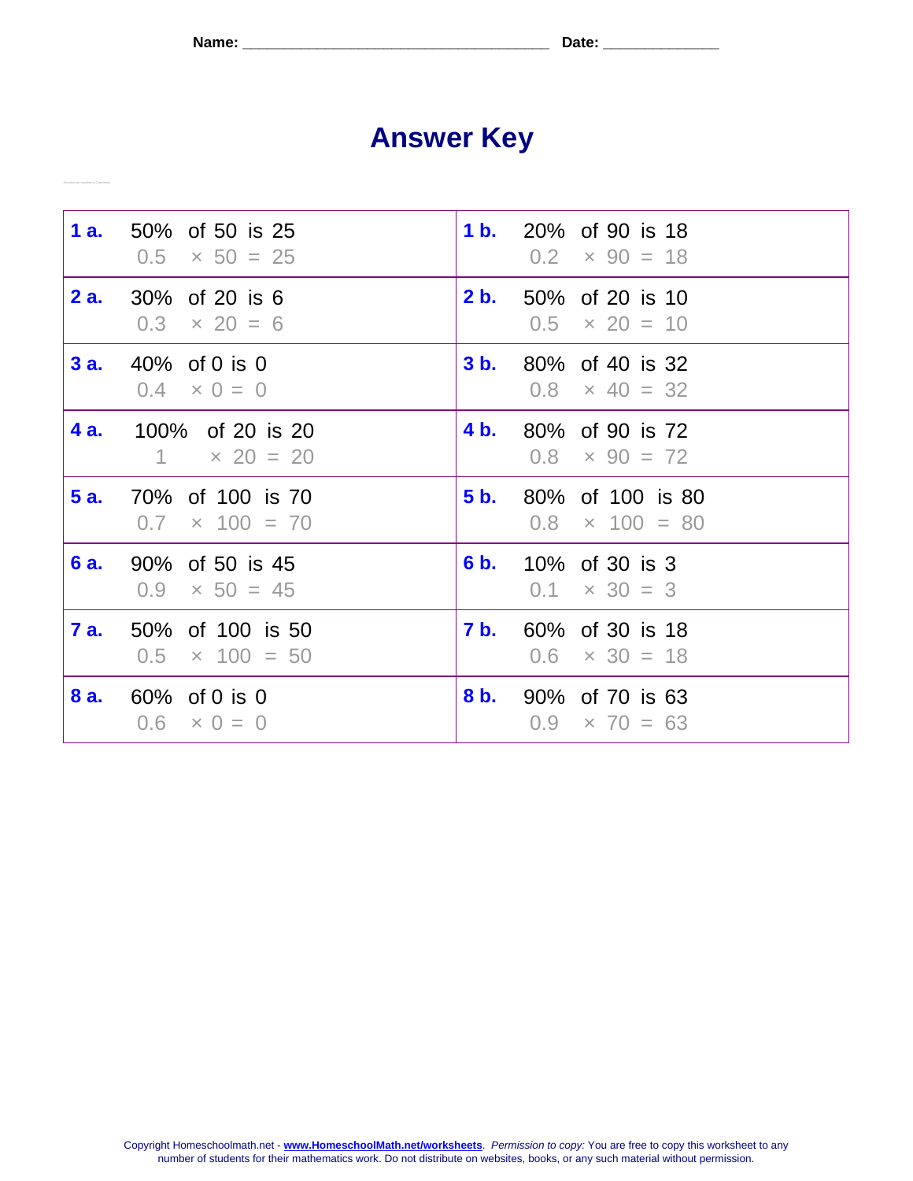Name: ____________________________________ Date: _____________

# Answer Key

Answers are rounded to 2 decimals.

| | |
|---|---|
| **1 a.** 50% of 50 is 25<br>$0.5 \times 50 = 25$ | **1 b.** 20% of 90 is 18<br>$0.2 \times 90 = 18$ |
| **2 a.** 30% of 20 is 6<br>$0.3 \times 20 = 6$ | **2 b.** 50% of 20 is 10<br>$0.5 \times 20 = 10$ |
| **3 a.** 40% of 0 is 0<br>$0.4 \times 0 = 0$ | **3 b.** 80% of 40 is 32<br>$0.8 \times 40 = 32$ |
| **4 a.** 100% of 20 is 20<br>$1 \times 20 = 20$ | **4 b.** 80% of 90 is 72<br>$0.8 \times 90 = 72$ |
| **5 a.** 70% of 100 is 70<br>$0.7 \times 100 = 70$ | **5 b.** 80% of 100 is 80<br>$0.8 \times 100 = 80$ |
| **6 a.** 90% of 50 is 45<br>$0.9 \times 50 = 45$ | **6 b.** 10% of 30 is 3<br>$0.1 \times 30 = 3$ |
| **7 a.** 50% of 100 is 50<br>$0.5 \times 100 = 50$ | **7 b.** 60% of 30 is 18<br>$0.6 \times 30 = 18$ |
| **8 a.** 60% of 0 is 0<br>$0.6 \times 0 = 0$ | **8 b.** 90% of 70 is 63<br>$0.9 \times 70 = 63$ |

Copyright Homeschoolmath.net - **www.HomeschoolMath.net/worksheets**. *Permission to copy:* You are free to copy this worksheet to any number of students for their mathematics work. Do not distribute on websites, books, or any such material without permission.